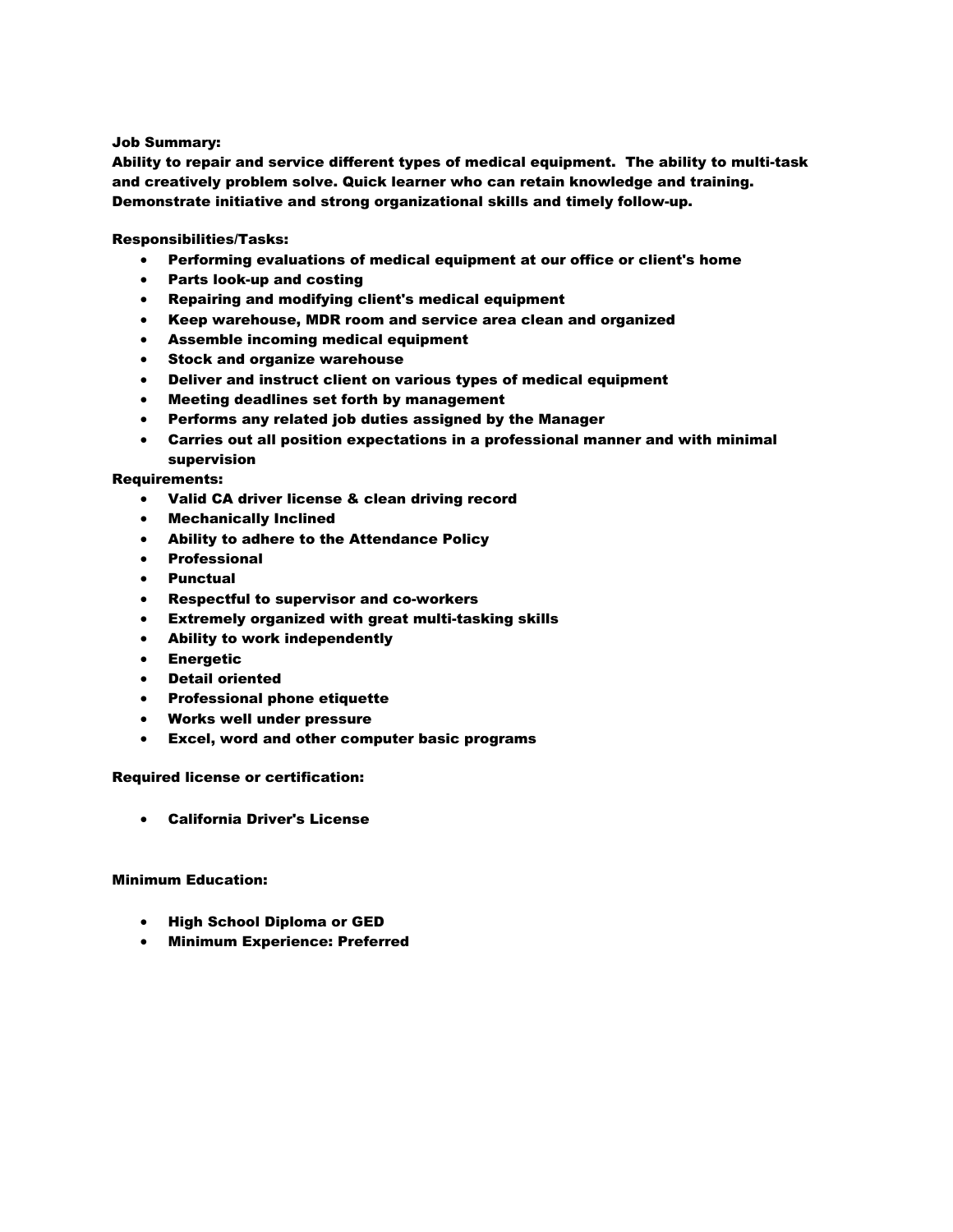**Job Summary:**
**Ability to repair and service different types of medical equipment. The ability to multi-task and creatively problem solve. Quick learner who can retain knowledge and training. Demonstrate initiative and strong organizational skills and timely follow-up.**

**Responsibilities/Tasks:**

- **Performing evaluations of medical equipment at our office or client's home**
- **Parts look-up and costing**
- **Repairing and modifying client's medical equipment**
- **Keep warehouse, MDR room and service area clean and organized**
- **Assemble incoming medical equipment**
- **Stock and organize warehouse**
- **Deliver and instruct client on various types of medical equipment**
- **Meeting deadlines set forth by management**
- **Performs any related job duties assigned by the Manager**
- **Carries out all position expectations in a professional manner and with minimal supervision**

**Requirements:**

- **Valid CA driver license & clean driving record**
- **Mechanically Inclined**
- **Ability to adhere to the Attendance Policy**
- **Professional**
- **Punctual**
- **Respectful to supervisor and co-workers**
- **Extremely organized with great multi-tasking skills**
- **Ability to work independently**
- **Energetic**
- **Detail oriented**
- **Professional phone etiquette**
- **Works well under pressure**
- **Excel, word and other computer basic programs**

**Required license or certification:**

- **California Driver's License**

**Minimum Education:**

- **High School Diploma or GED**
- **Minimum Experience: Preferred**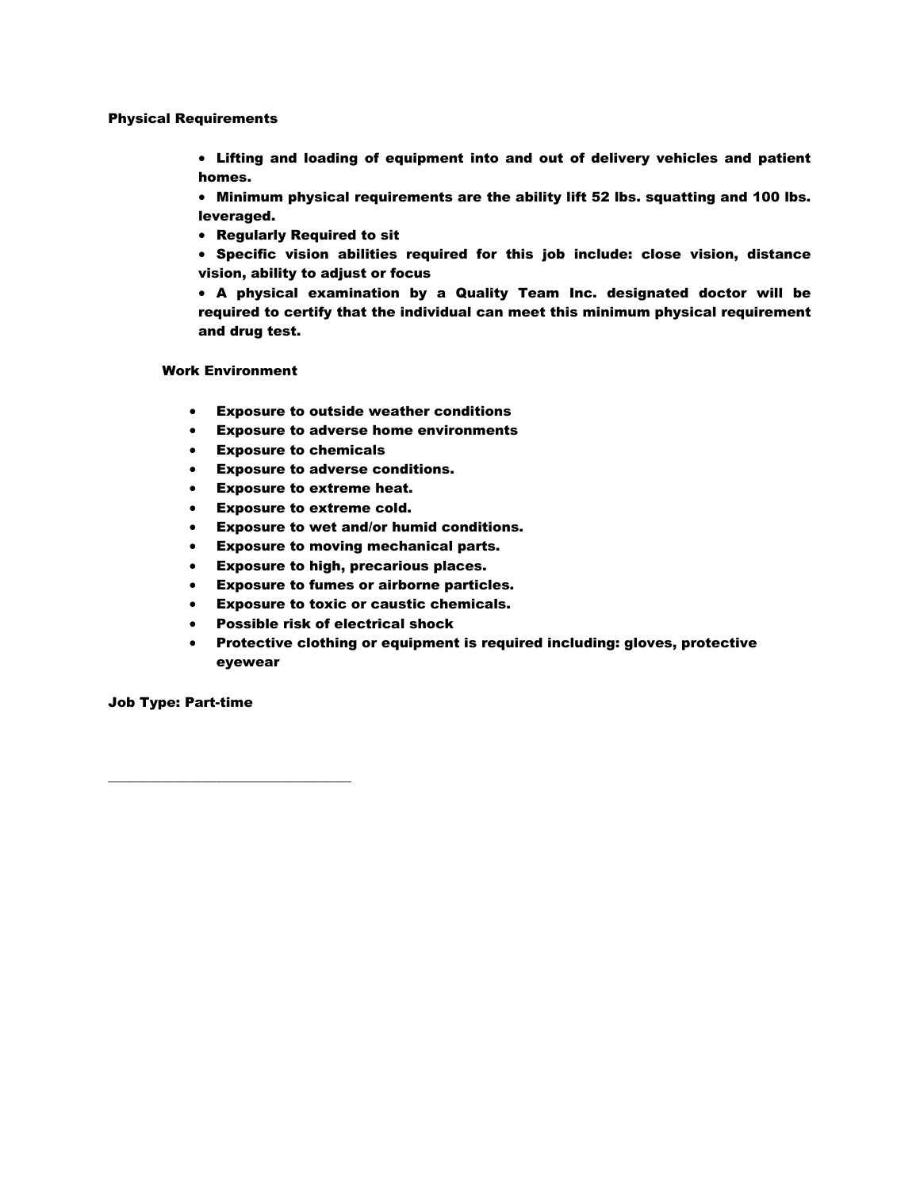**Physical Requirements**

- **Lifting and loading of equipment into and out of delivery vehicles and patient homes.**
- **Minimum physical requirements are the ability lift 52 lbs. squatting and 100 lbs. leveraged.**
- **Regularly Required to sit**
- **Specific vision abilities required for this job include: close vision, distance vision, ability to adjust or focus**
- **A physical examination by a Quality Team Inc. designated doctor will be required to certify that the individual can meet this minimum physical requirement and drug test.**

**Work Environment**

- **Exposure to outside weather conditions**
- **Exposure to adverse home environments**
- **Exposure to chemicals**
- **Exposure to adverse conditions.**
- **Exposure to extreme heat.**
- **Exposure to extreme cold.**
- **Exposure to wet and/or humid conditions.**
- **Exposure to moving mechanical parts.**
- **Exposure to high, precarious places.**
- **Exposure to fumes or airborne particles.**
- **Exposure to toxic or caustic chemicals.**
- **Possible risk of electrical shock**
- **Protective clothing or equipment is required including: gloves, protective eyewear**

**Job Type: Part-time**

\_\_\_\_\_\_\_\_\_\_\_\_\_\_\_\_\_\_\_\_\_\_\_\_\_\_\_\_\_\_\_\_\_\_\_\_